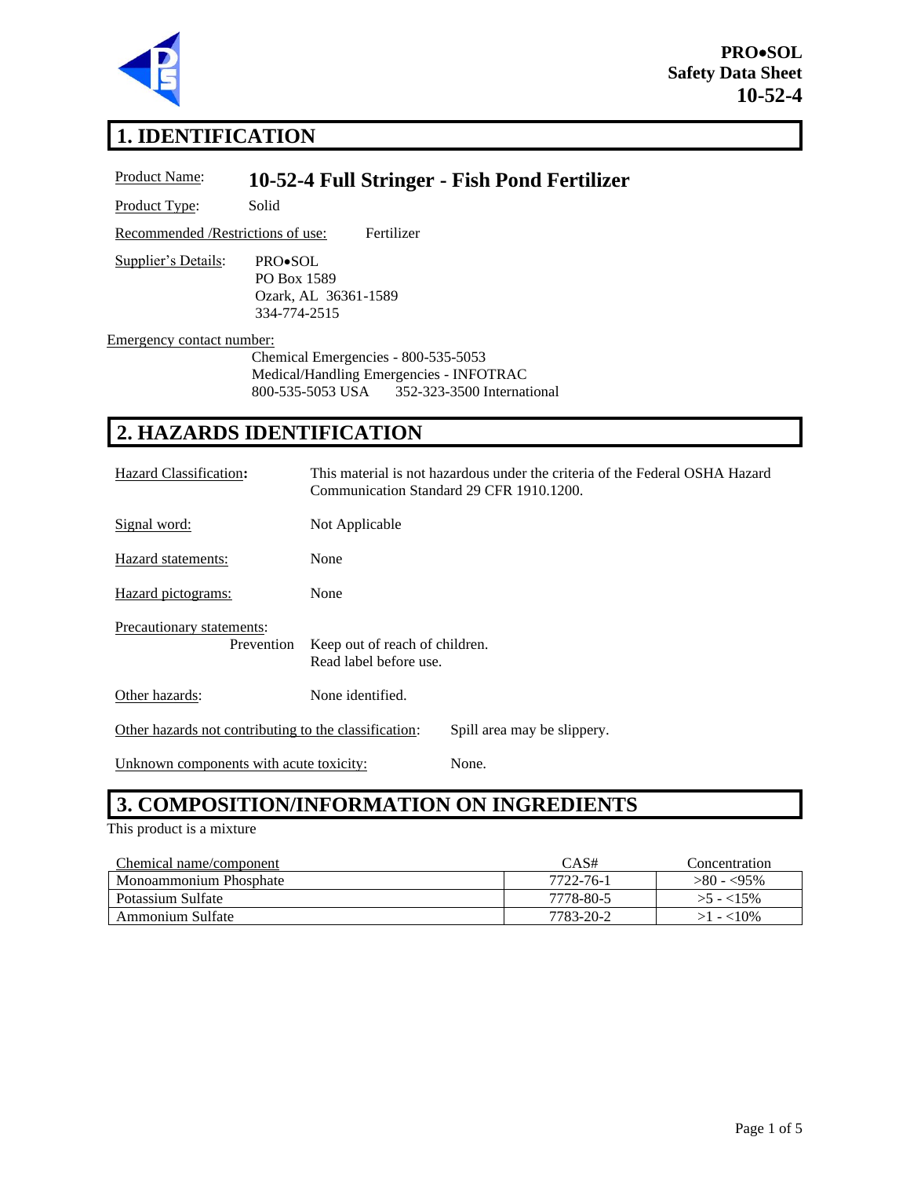**PRO•SOL**
**Safety Data Sheet**
**10-52-4**

## 1. IDENTIFICATION

Product Name: **10-52-4 Full Stringer - Fish Pond Fertilizer**

Product Type: Solid

Recommended /Restrictions of use: Fertilizer

Supplier's Details:
PRO•SOL
PO Box 1589
Ozark, AL 36361-1589
334-774-2515

Emergency contact number:
Chemical Emergencies - 800-535-5053
Medical/Handling Emergencies - INFOTRAC
800-535-5053 USA 352-323-3500 International

## 2. HAZARDS IDENTIFICATION

Hazard Classification: This material is not hazardous under the criteria of the Federal OSHA Hazard Communication Standard 29 CFR 1910.1200.

Signal word: Not Applicable

Hazard statements: None

Hazard pictograms: None

Precautionary statements:
Prevention: Keep out of reach of children.
Read label before use.

Other hazards: None identified.

Other hazards not contributing to the classification: Spill area may be slippery.

Unknown components with acute toxicity: None.

## 3. COMPOSITION/INFORMATION ON INGREDIENTS

This product is a mixture

| Chemical name/component | CAS# | Concentration |
|---|---|---|
| Monoammonium Phosphate | 7722-76-1 | >80 - <95% |
| Potassium Sulfate | 7778-80-5 | >5 - <15% |
| Ammonium Sulfate | 7783-20-2 | >1 - <10% |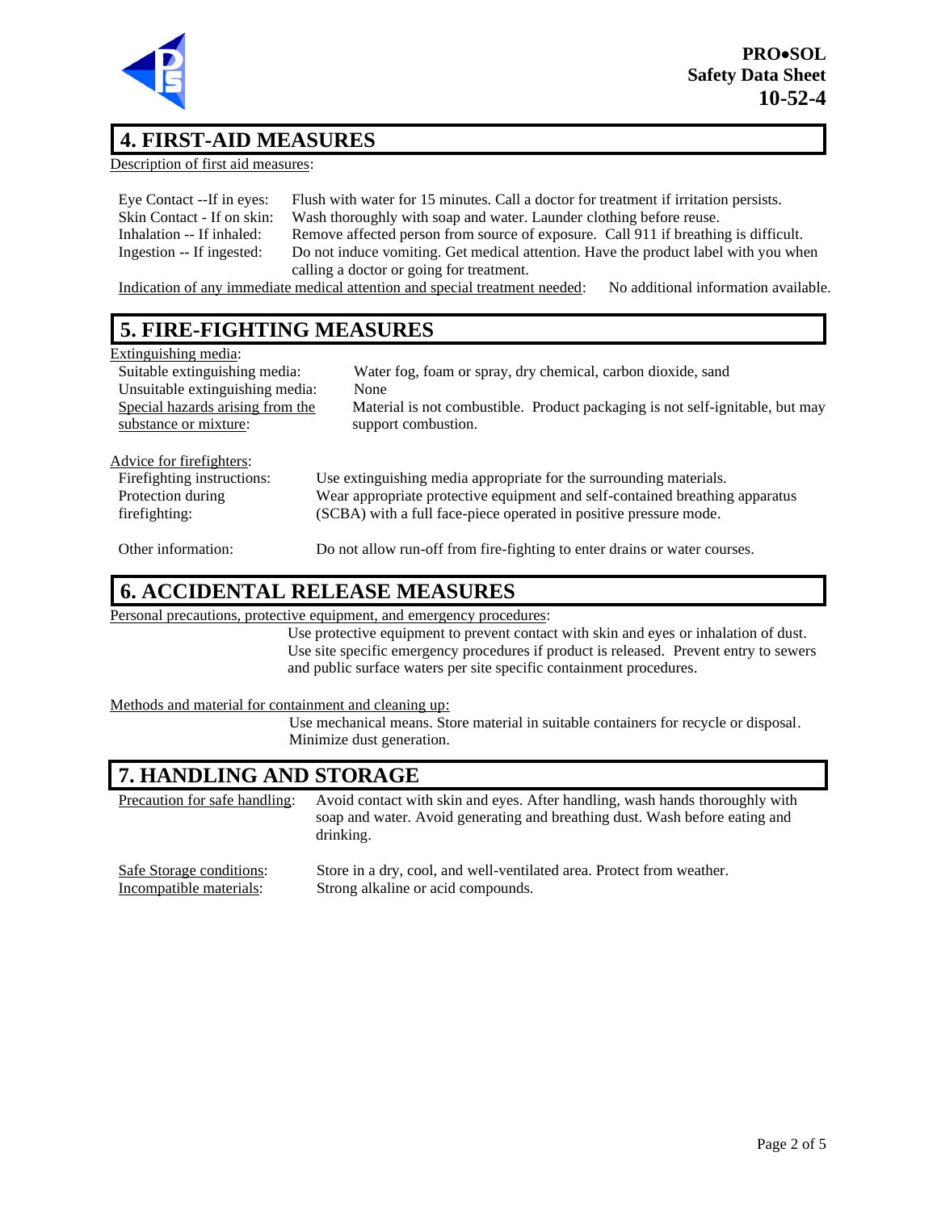## 4. FIRST-AID MEASURES

Description of first aid measures:

| | |
|---|---|
| Eye Contact --If in eyes: | Flush with water for 15 minutes. Call a doctor for treatment if irritation persists. |
| Skin Contact - If on skin: | Wash thoroughly with soap and water. Launder clothing before reuse. |
| Inhalation -- If inhaled: | Remove affected person from source of exposure. Call 911 if breathing is difficult. |
| Ingestion -- If ingested: | Do not induce vomiting. Get medical attention. Have the product label with you when calling a doctor or going for treatment. |

Indication of any immediate medical attention and special treatment needed: No additional information available.

## 5. FIRE-FIGHTING MEASURES

Extinguishing media:

| | |
|---|---|
| Suitable extinguishing media: | Water fog, foam or spray, dry chemical, carbon dioxide, sand |
| Unsuitable extinguishing media: | None |
| Special hazards arising from the substance or mixture: | Material is not combustible. Product packaging is not self-ignitable, but may support combustion. |

Advice for firefighters:

| | |
|---|---|
| Firefighting instructions: | Use extinguishing media appropriate for the surrounding materials. |
| Protection during firefighting: | Wear appropriate protective equipment and self-contained breathing apparatus (SCBA) with a full face-piece operated in positive pressure mode. |
| Other information: | Do not allow run-off from fire-fighting to enter drains or water courses. |

## 6. ACCIDENTAL RELEASE MEASURES

Personal precautions, protective equipment, and emergency procedures:

Use protective equipment to prevent contact with skin and eyes or inhalation of dust. Use site specific emergency procedures if product is released. Prevent entry to sewers and public surface waters per site specific containment procedures.

Methods and material for containment and cleaning up:

Use mechanical means. Store material in suitable containers for recycle or disposal. Minimize dust generation.

## 7. HANDLING AND STORAGE

| | |
|---|---|
| Precaution for safe handling: | Avoid contact with skin and eyes. After handling, wash hands thoroughly with soap and water. Avoid generating and breathing dust. Wash before eating and drinking. |
| Safe Storage conditions: | Store in a dry, cool, and well-ventilated area. Protect from weather. |
| Incompatible materials: | Strong alkaline or acid compounds. |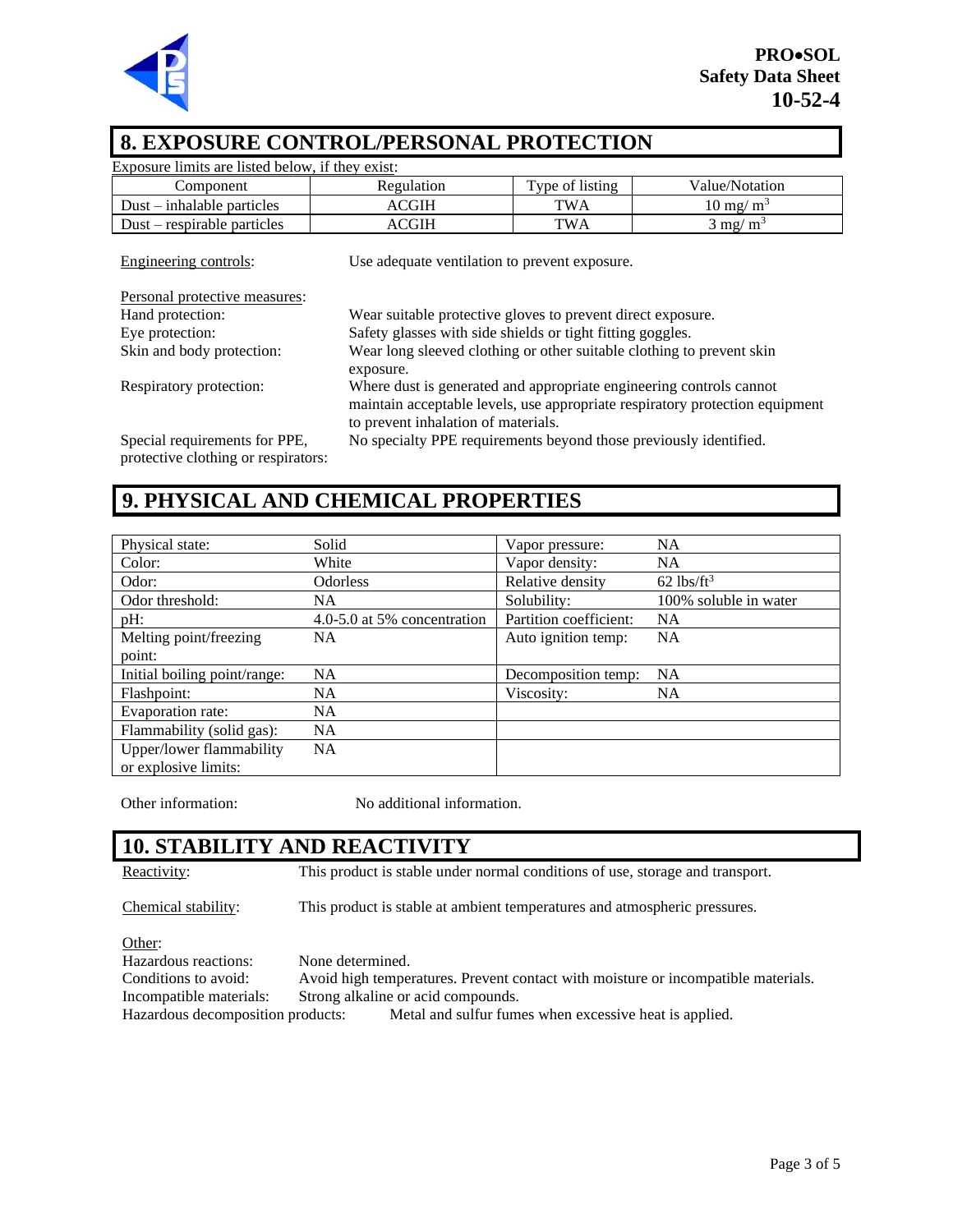## 8. EXPOSURE CONTROL/PERSONAL PROTECTION

Exposure limits are listed below, if they exist:

| Component | Regulation | Type of listing | Value/Notation |
|---|---|---|---|
| Dust – inhalable particles | ACGIH | TWA | 10 mg/ $m^3$ |
| Dust – respirable particles | ACGIH | TWA | 3 mg/ $m^3$ |

Engineering controls: Use adequate ventilation to prevent exposure.

Personal protective measures:

Hand protection: Wear suitable protective gloves to prevent direct exposure.

Eye protection: Safety glasses with side shields or tight fitting goggles.

Skin and body protection: Wear long sleeved clothing or other suitable clothing to prevent skin exposure.

Respiratory protection: Where dust is generated and appropriate engineering controls cannot maintain acceptable levels, use appropriate respiratory protection equipment to prevent inhalation of materials.

Special requirements for PPE, protective clothing or respirators: No specialty PPE requirements beyond those previously identified.

## 9. PHYSICAL AND CHEMICAL PROPERTIES

| | | | |
|---|---|---|---|
| Physical state: | Solid | Vapor pressure: | NA |
| Color: | White | Vapor density: | NA |
| Odor: | Odorless | Relative density | 62 lbs/$ft^3$ |
| Odor threshold: | NA | Solubility: | 100% soluble in water |
| pH: | 4.0-5.0 at 5% concentration | Partition coefficient: | NA |
| Melting point/freezing point: | NA | Auto ignition temp: | NA |
| Initial boiling point/range: | NA | Decomposition temp: | NA |
| Flashpoint: | NA | Viscosity: | NA |
| Evaporation rate: | NA | | |
| Flammability (solid gas): | NA | | |
| Upper/lower flammability or explosive limits: | NA | | |

Other information: No additional information.

## 10. STABILITY AND REACTIVITY

Reactivity: This product is stable under normal conditions of use, storage and transport.

Chemical stability: This product is stable at ambient temperatures and atmospheric pressures.

Other:

Hazardous reactions: None determined.

Conditions to avoid: Avoid high temperatures. Prevent contact with moisture or incompatible materials.

Incompatible materials: Strong alkaline or acid compounds.

Hazardous decomposition products: Metal and sulfur fumes when excessive heat is applied.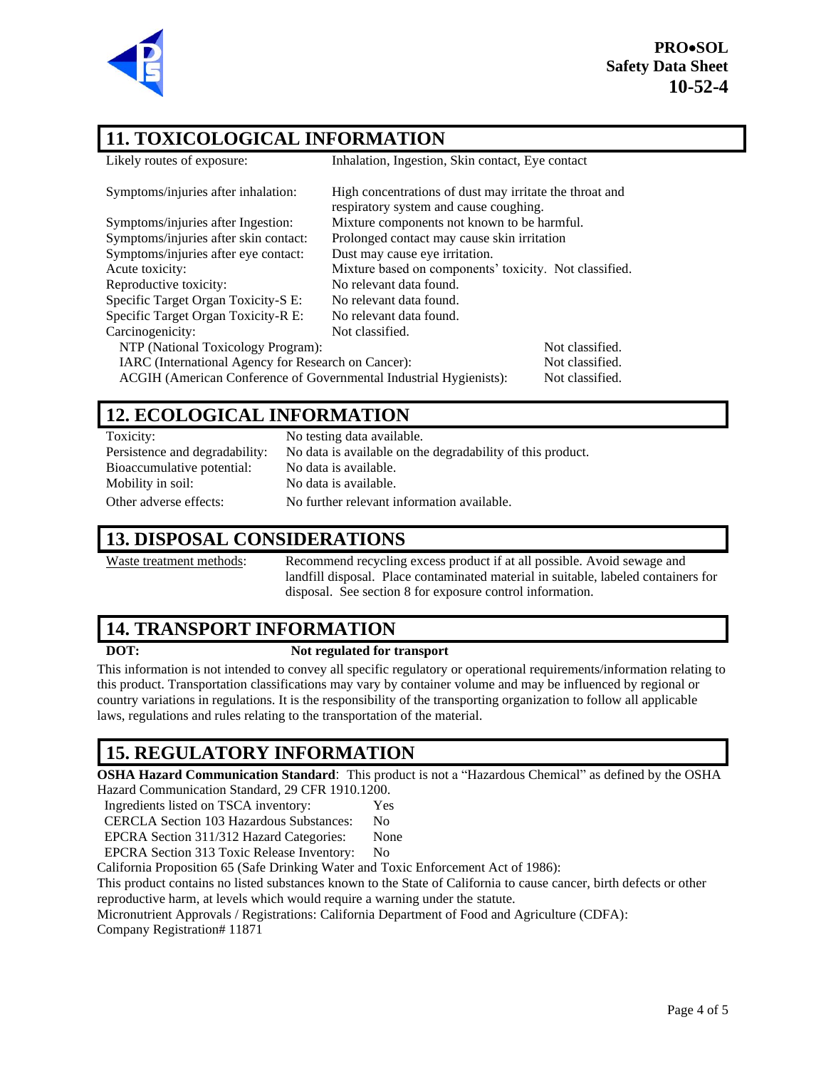## 11. TOXICOLOGICAL INFORMATION

| | |
|---|---|
| Likely routes of exposure: | Inhalation, Ingestion, Skin contact, Eye contact |
| Symptoms/injuries after inhalation: | High concentrations of dust may irritate the throat and respiratory system and cause coughing. |
| Symptoms/injuries after Ingestion: | Mixture components not known to be harmful. |
| Symptoms/injuries after skin contact: | Prolonged contact may cause skin irritation |
| Symptoms/injuries after eye contact: | Dust may cause eye irritation. |
| Acute toxicity: | Mixture based on components' toxicity. Not classified. |
| Reproductive toxicity: | No relevant data found. |
| Specific Target Organ Toxicity-S E: | No relevant data found. |
| Specific Target Organ Toxicity-R E: | No relevant data found. |
| Carcinogenicity: | Not classified. |

| | |
|---|---|
| NTP (National Toxicology Program): | Not classified. |
| IARC (International Agency for Research on Cancer): | Not classified. |
| ACGIH (American Conference of Governmental Industrial Hygienists): | Not classified. |

## 12. ECOLOGICAL INFORMATION

| | |
|---|---|
| Toxicity: | No testing data available. |
| Persistence and degradability: | No data is available on the degradability of this product. |
| Bioaccumulative potential: | No data is available. |
| Mobility in soil: | No data is available. |
| Other adverse effects: | No further relevant information available. |

## 13. DISPOSAL CONSIDERATIONS

Waste treatment methods: Recommend recycling excess product if at all possible. Avoid sewage and landfill disposal. Place contaminated material in suitable, labeled containers for disposal. See section 8 for exposure control information.

## 14. TRANSPORT INFORMATION

**DOT:** **Not regulated for transport**

This information is not intended to convey all specific regulatory or operational requirements/information relating to this product. Transportation classifications may vary by container volume and may be influenced by regional or country variations in regulations. It is the responsibility of the transporting organization to follow all applicable laws, regulations and rules relating to the transportation of the material.

## 15. REGULATORY INFORMATION

**OSHA Hazard Communication Standard**: This product is not a "Hazardous Chemical" as defined by the OSHA Hazard Communication Standard, 29 CFR 1910.1200.

| | |
|---|---|
| Ingredients listed on TSCA inventory: | Yes |
| CERCLA Section 103 Hazardous Substances: | No |
| EPCRA Section 311/312 Hazard Categories: | None |
| EPCRA Section 313 Toxic Release Inventory: | No |

California Proposition 65 (Safe Drinking Water and Toxic Enforcement Act of 1986):

This product contains no listed substances known to the State of California to cause cancer, birth defects or other reproductive harm, at levels which would require a warning under the statute.

Micronutrient Approvals / Registrations: California Department of Food and Agriculture (CDFA):

Company Registration# 11871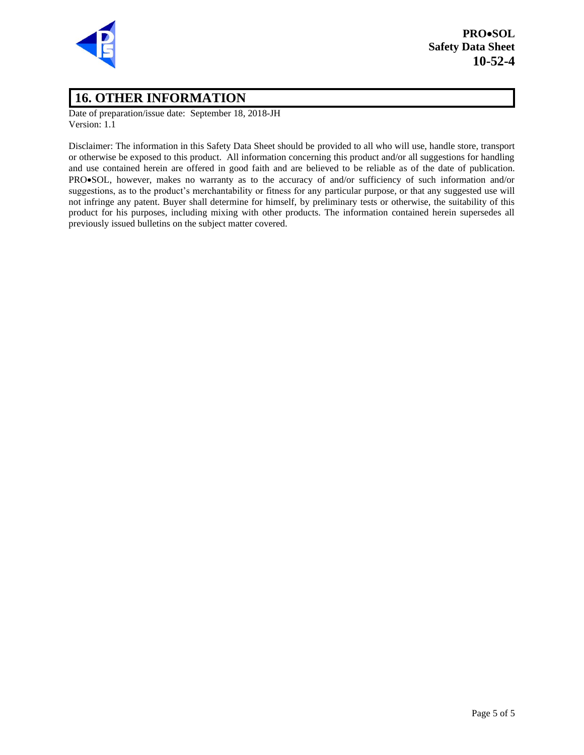## 16. OTHER INFORMATION

Date of preparation/issue date: September 18, 2018-JH
Version: 1.1

Disclaimer: The information in this Safety Data Sheet should be provided to all who will use, handle store, transport or otherwise be exposed to this product. All information concerning this product and/or all suggestions for handling and use contained herein are offered in good faith and are believed to be reliable as of the date of publication. PRO•SOL, however, makes no warranty as to the accuracy of and/or sufficiency of such information and/or suggestions, as to the product's merchantability or fitness for any particular purpose, or that any suggested use will not infringe any patent. Buyer shall determine for himself, by preliminary tests or otherwise, the suitability of this product for his purposes, including mixing with other products. The information contained herein supersedes all previously issued bulletins on the subject matter covered.